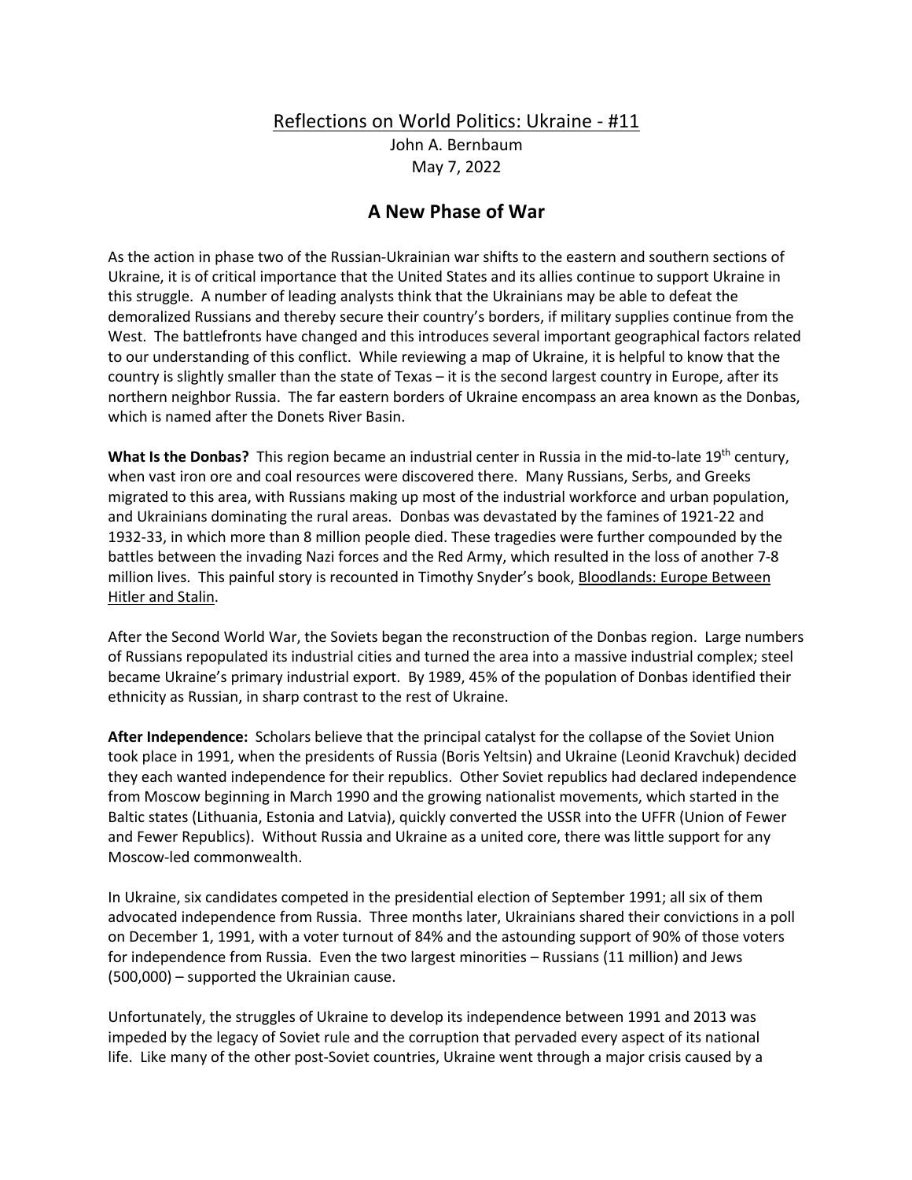Reflections on World Politics: Ukraine - #11

John A. Bernbaum

May 7, 2022

# A New Phase of War

As the action in phase two of the Russian-Ukrainian war shifts to the eastern and southern sections of Ukraine, it is of critical importance that the United States and its allies continue to support Ukraine in this struggle. A number of leading analysts think that the Ukrainians may be able to defeat the demoralized Russians and thereby secure their country's borders, if military supplies continue from the West. The battlefronts have changed and this introduces several important geographical factors related to our understanding of this conflict. While reviewing a map of Ukraine, it is helpful to know that the country is slightly smaller than the state of Texas – it is the second largest country in Europe, after its northern neighbor Russia. The far eastern borders of Ukraine encompass an area known as the Donbas, which is named after the Donets River Basin.

**What Is the Donbas?** This region became an industrial center in Russia in the mid-to-late 19th century, when vast iron ore and coal resources were discovered there. Many Russians, Serbs, and Greeks migrated to this area, with Russians making up most of the industrial workforce and urban population, and Ukrainians dominating the rural areas. Donbas was devastated by the famines of 1921-22 and 1932-33, in which more than 8 million people died. These tragedies were further compounded by the battles between the invading Nazi forces and the Red Army, which resulted in the loss of another 7-8 million lives. This painful story is recounted in Timothy Snyder's book, Bloodlands: Europe Between Hitler and Stalin.

After the Second World War, the Soviets began the reconstruction of the Donbas region. Large numbers of Russians repopulated its industrial cities and turned the area into a massive industrial complex; steel became Ukraine's primary industrial export. By 1989, 45% of the population of Donbas identified their ethnicity as Russian, in sharp contrast to the rest of Ukraine.

**After Independence:** Scholars believe that the principal catalyst for the collapse of the Soviet Union took place in 1991, when the presidents of Russia (Boris Yeltsin) and Ukraine (Leonid Kravchuk) decided they each wanted independence for their republics. Other Soviet republics had declared independence from Moscow beginning in March 1990 and the growing nationalist movements, which started in the Baltic states (Lithuania, Estonia and Latvia), quickly converted the USSR into the UFFR (Union of Fewer and Fewer Republics). Without Russia and Ukraine as a united core, there was little support for any Moscow-led commonwealth.

In Ukraine, six candidates competed in the presidential election of September 1991; all six of them advocated independence from Russia. Three months later, Ukrainians shared their convictions in a poll on December 1, 1991, with a voter turnout of 84% and the astounding support of 90% of those voters for independence from Russia. Even the two largest minorities – Russians (11 million) and Jews (500,000) – supported the Ukrainian cause.

Unfortunately, the struggles of Ukraine to develop its independence between 1991 and 2013 was impeded by the legacy of Soviet rule and the corruption that pervaded every aspect of its national life. Like many of the other post-Soviet countries, Ukraine went through a major crisis caused by a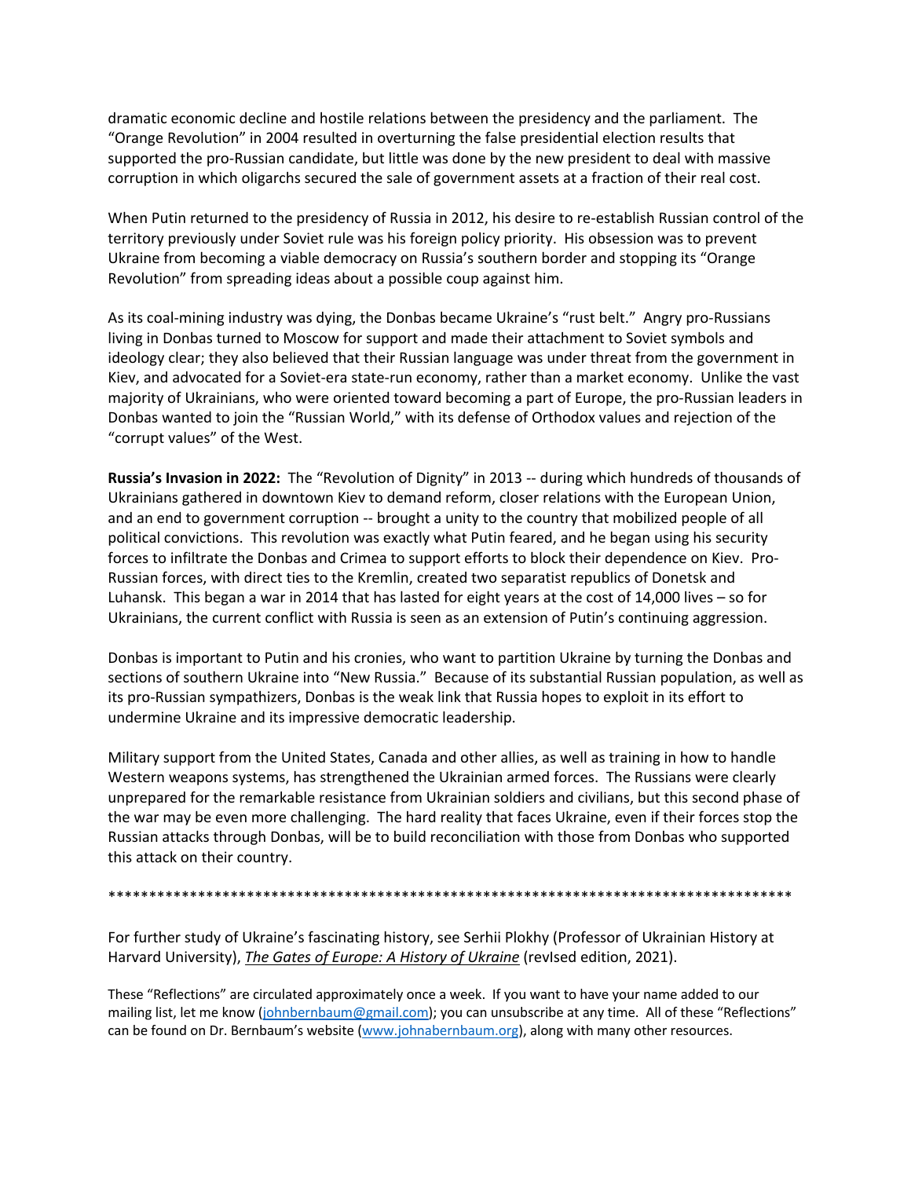dramatic economic decline and hostile relations between the presidency and the parliament. The "Orange Revolution" in 2004 resulted in overturning the false presidential election results that supported the pro-Russian candidate, but little was done by the new president to deal with massive corruption in which oligarchs secured the sale of government assets at a fraction of their real cost.

When Putin returned to the presidency of Russia in 2012, his desire to re-establish Russian control of the territory previously under Soviet rule was his foreign policy priority. His obsession was to prevent Ukraine from becoming a viable democracy on Russia's southern border and stopping its "Orange Revolution" from spreading ideas about a possible coup against him.

As its coal-mining industry was dying, the Donbas became Ukraine's "rust belt." Angry pro-Russians living in Donbas turned to Moscow for support and made their attachment to Soviet symbols and ideology clear; they also believed that their Russian language was under threat from the government in Kiev, and advocated for a Soviet-era state-run economy, rather than a market economy. Unlike the vast majority of Ukrainians, who were oriented toward becoming a part of Europe, the pro-Russian leaders in Donbas wanted to join the "Russian World," with its defense of Orthodox values and rejection of the "corrupt values" of the West.

**Russia's Invasion in 2022:** The "Revolution of Dignity" in 2013 -- during which hundreds of thousands of Ukrainians gathered in downtown Kiev to demand reform, closer relations with the European Union, and an end to government corruption -- brought a unity to the country that mobilized people of all political convictions. This revolution was exactly what Putin feared, and he began using his security forces to infiltrate the Donbas and Crimea to support efforts to block their dependence on Kiev. Pro-Russian forces, with direct ties to the Kremlin, created two separatist republics of Donetsk and Luhansk. This began a war in 2014 that has lasted for eight years at the cost of 14,000 lives – so for Ukrainians, the current conflict with Russia is seen as an extension of Putin's continuing aggression.

Donbas is important to Putin and his cronies, who want to partition Ukraine by turning the Donbas and sections of southern Ukraine into "New Russia." Because of its substantial Russian population, as well as its pro-Russian sympathizers, Donbas is the weak link that Russia hopes to exploit in its effort to undermine Ukraine and its impressive democratic leadership.

Military support from the United States, Canada and other allies, as well as training in how to handle Western weapons systems, has strengthened the Ukrainian armed forces. The Russians were clearly unprepared for the remarkable resistance from Ukrainian soldiers and civilians, but this second phase of the war may be even more challenging. The hard reality that faces Ukraine, even if their forces stop the Russian attacks through Donbas, will be to build reconciliation with those from Donbas who supported this attack on their country.

*************************************************************************************

For further study of Ukraine's fascinating history, see Serhii Plokhy (Professor of Ukrainian History at Harvard University), *The Gates of Europe: A History of Ukraine* (revIsed edition, 2021).

These "Reflections" are circulated approximately once a week. If you want to have your name added to our mailing list, let me know (johnbernbaum@gmail.com); you can unsubscribe at any time. All of these "Reflections" can be found on Dr. Bernbaum's website (www.johnabernbaum.org), along with many other resources.